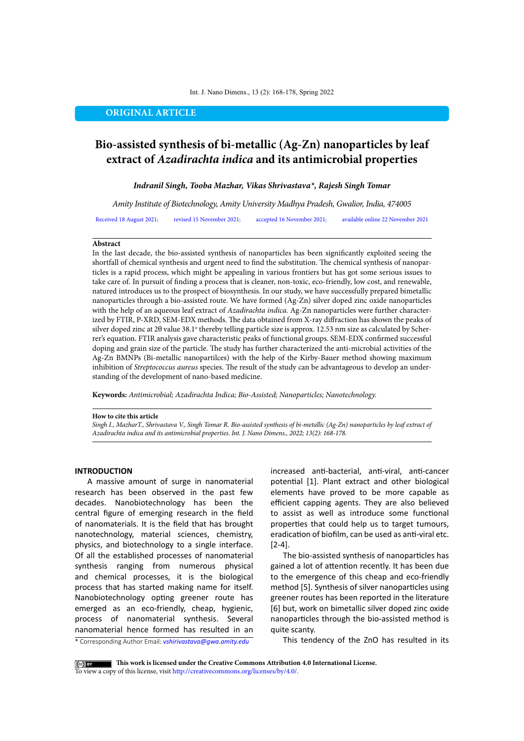ORIGINAL ARTICLE

# Bio-assisted synthesis of bi-metallic (Ag-Zn) nanoparticles by leaf extract of *Azadirachta indica* and its antimicrobial properties

***Indranil Singh, Tooba Mazhar, Vikas Shrivastava\*, Rajesh Singh Tomar***

*Amity Institute of Biotechnology, Amity University Madhya Pradesh, Gwalior, India, 474005*

Received 18 August 2021; revised 15 November 2021; accepted 16 November 2021; available online 22 November 2021

## Abstract

In the last decade, the bio-assisted synthesis of nanoparticles has been significantly exploited seeing the shortfall of chemical synthesis and urgent need to find the substitution. The chemical synthesis of nanoparticles is a rapid process, which might be appealing in various frontiers but has got some serious issues to take care of. In pursuit of finding a process that is cleaner, non-toxic, eco-friendly, low cost, and renewable, natured introduces us to the prospect of biosynthesis. In our study, we have successfully prepared bimetallic nanoparticles through a bio-assisted route. We have formed (Ag-Zn) silver doped zinc oxide nanoparticles with the help of an aqueous leaf extract of *Azadirachta indica*. Ag-Zn nanoparticles were further characterized by FTIR, P-XRD, SEM-EDX methods. The data obtained from X-ray diffraction has shown the peaks of silver doped zinc at 2θ value 38.1° thereby telling particle size is approx. 12.53 nm size as calculated by Scherer's equation. FTIR analysis gave characteristic peaks of functional groups. SEM-EDX confirmed successful doping and grain size of the particle. The study has further characterized the anti-microbial activities of the Ag-Zn BMNPs (Bi-metallic nanopartilces) with the help of the Kirby-Bauer method showing maximum inhibition of *Streptococcus aureus* species. The result of the study can be advantageous to develop an understanding of the development of nano-based medicine.

**Keywords:** *Antimicrobial; Azadirachta Indica; Bio-Assisted; Nanoparticles; Nanotechnology.*

**How to cite this article**

*Singh I., MazharT., Shrivastava V., Singh Tomar R. Bio-assisted synthesis of bi-metallic (Ag-Zn) nanoparticles by leaf extract of Azadirachta indica and its antimicrobial properties. Int. J. Nano Dimens., 2022; 13(2): 168-178.*

## INTRODUCTION

A massive amount of surge in nanomaterial research has been observed in the past few decades. Nanobiotechnology has been the central figure of emerging research in the field of nanomaterials. It is the field that has brought nanotechnology, material sciences, chemistry, physics, and biotechnology to a single interface. Of all the established processes of nanomaterial synthesis ranging from numerous physical and chemical processes, it is the biological process that has started making name for itself. Nanobiotechnology opting greener route has emerged as an eco-friendly, cheap, hygienic, process of nanomaterial synthesis. Several nanomaterial hence formed has resulted in an increased anti-bacterial, anti-viral, anti-cancer potential [1]. Plant extract and other biological elements have proved to be more capable as efficient capping agents. They are also believed to assist as well as introduce some functional properties that could help us to target tumours, eradication of biofilm, can be used as anti-viral etc. [2-4].

The bio-assisted synthesis of nanoparticles has gained a lot of attention recently. It has been due to the emergence of this cheap and eco-friendly method [5]. Synthesis of silver nanoparticles using greener routes has been reported in the literature [6] but, work on bimetallic silver doped zinc oxide nanoparticles through the bio-assisted method is quite scanty.

This tendency of the ZnO has resulted in its

\* Corresponding Author Email: *vshirivastava@gwa.amity.edu*

This work is licensed under the Creative Commons Attribution 4.0 International License.
To view a copy of this license, visit http://creativecommons.org/licenses/by/4.0/.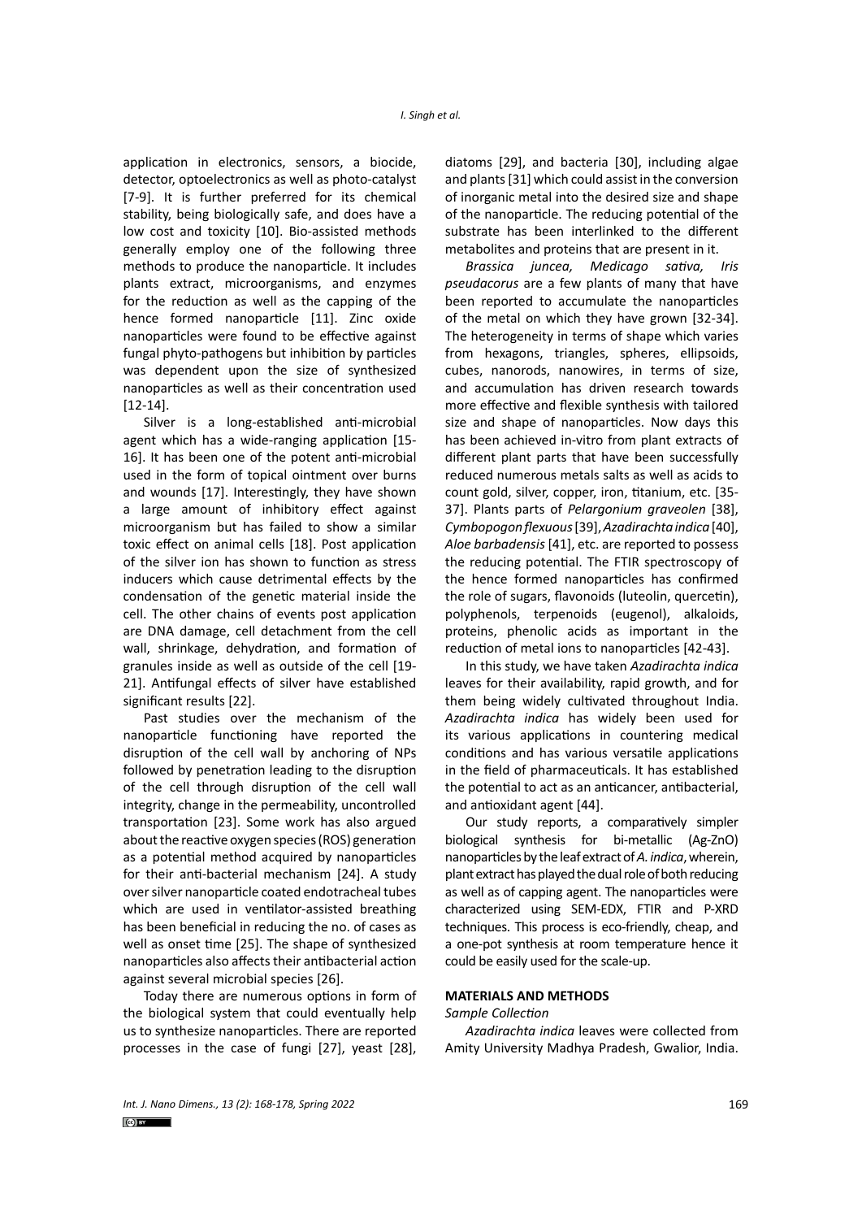application in electronics, sensors, a biocide, detector, optoelectronics as well as photo-catalyst [7-9]. It is further preferred for its chemical stability, being biologically safe, and does have a low cost and toxicity [10]. Bio-assisted methods generally employ one of the following three methods to produce the nanoparticle. It includes plants extract, microorganisms, and enzymes for the reduction as well as the capping of the hence formed nanoparticle [11]. Zinc oxide nanoparticles were found to be effective against fungal phyto-pathogens but inhibition by particles was dependent upon the size of synthesized nanoparticles as well as their concentration used [12-14].

Silver is a long-established anti-microbial agent which has a wide-ranging application [15-16]. It has been one of the potent anti-microbial used in the form of topical ointment over burns and wounds [17]. Interestingly, they have shown a large amount of inhibitory effect against microorganism but has failed to show a similar toxic effect on animal cells [18]. Post application of the silver ion has shown to function as stress inducers which cause detrimental effects by the condensation of the genetic material inside the cell. The other chains of events post application are DNA damage, cell detachment from the cell wall, shrinkage, dehydration, and formation of granules inside as well as outside of the cell [19-21]. Antifungal effects of silver have established significant results [22].

Past studies over the mechanism of the nanoparticle functioning have reported the disruption of the cell wall by anchoring of NPs followed by penetration leading to the disruption of the cell through disruption of the cell wall integrity, change in the permeability, uncontrolled transportation [23]. Some work has also argued about the reactive oxygen species (ROS) generation as a potential method acquired by nanoparticles for their anti-bacterial mechanism [24]. A study over silver nanoparticle coated endotracheal tubes which are used in ventilator-assisted breathing has been beneficial in reducing the no. of cases as well as onset time [25]. The shape of synthesized nanoparticles also affects their antibacterial action against several microbial species [26].

Today there are numerous options in form of the biological system that could eventually help us to synthesize nanoparticles. There are reported processes in the case of fungi [27], yeast [28], diatoms [29], and bacteria [30], including algae and plants [31] which could assist in the conversion of inorganic metal into the desired size and shape of the nanoparticle. The reducing potential of the substrate has been interlinked to the different metabolites and proteins that are present in it.

*Brassica juncea, Medicago sativa, Iris pseudacorus* are a few plants of many that have been reported to accumulate the nanoparticles of the metal on which they have grown [32-34]. The heterogeneity in terms of shape which varies from hexagons, triangles, spheres, ellipsoids, cubes, nanorods, nanowires, in terms of size, and accumulation has driven research towards more effective and flexible synthesis with tailored size and shape of nanoparticles. Now days this has been achieved in-vitro from plant extracts of different plant parts that have been successfully reduced numerous metals salts as well as acids to count gold, silver, copper, iron, titanium, etc. [35-37]. Plants parts of *Pelargonium graveolen* [38], *Cymbopogon flexuous* [39], *Azadirachta indica* [40], *Aloe barbadensis* [41], etc. are reported to possess the reducing potential. The FTIR spectroscopy of the hence formed nanoparticles has confirmed the role of sugars, flavonoids (luteolin, quercetin), polyphenols, terpenoids (eugenol), alkaloids, proteins, phenolic acids as important in the reduction of metal ions to nanoparticles [42-43].

In this study, we have taken *Azadirachta indica* leaves for their availability, rapid growth, and for them being widely cultivated throughout India. *Azadirachta indica* has widely been used for its various applications in countering medical conditions and has various versatile applications in the field of pharmaceuticals. It has established the potential to act as an anticancer, antibacterial, and antioxidant agent [44].

Our study reports, a comparatively simpler biological synthesis for bi-metallic (Ag-ZnO) nanoparticles by the leaf extract of *A. indica*, wherein, plant extract has played the dual role of both reducing as well as of capping agent. The nanoparticles were characterized using SEM-EDX, FTIR and P-XRD techniques. This process is eco-friendly, cheap, and a one-pot synthesis at room temperature hence it could be easily used for the scale-up.

## MATERIALS AND METHODS

### *Sample Collection*

*Azadirachta indica* leaves were collected from Amity University Madhya Pradesh, Gwalior, India.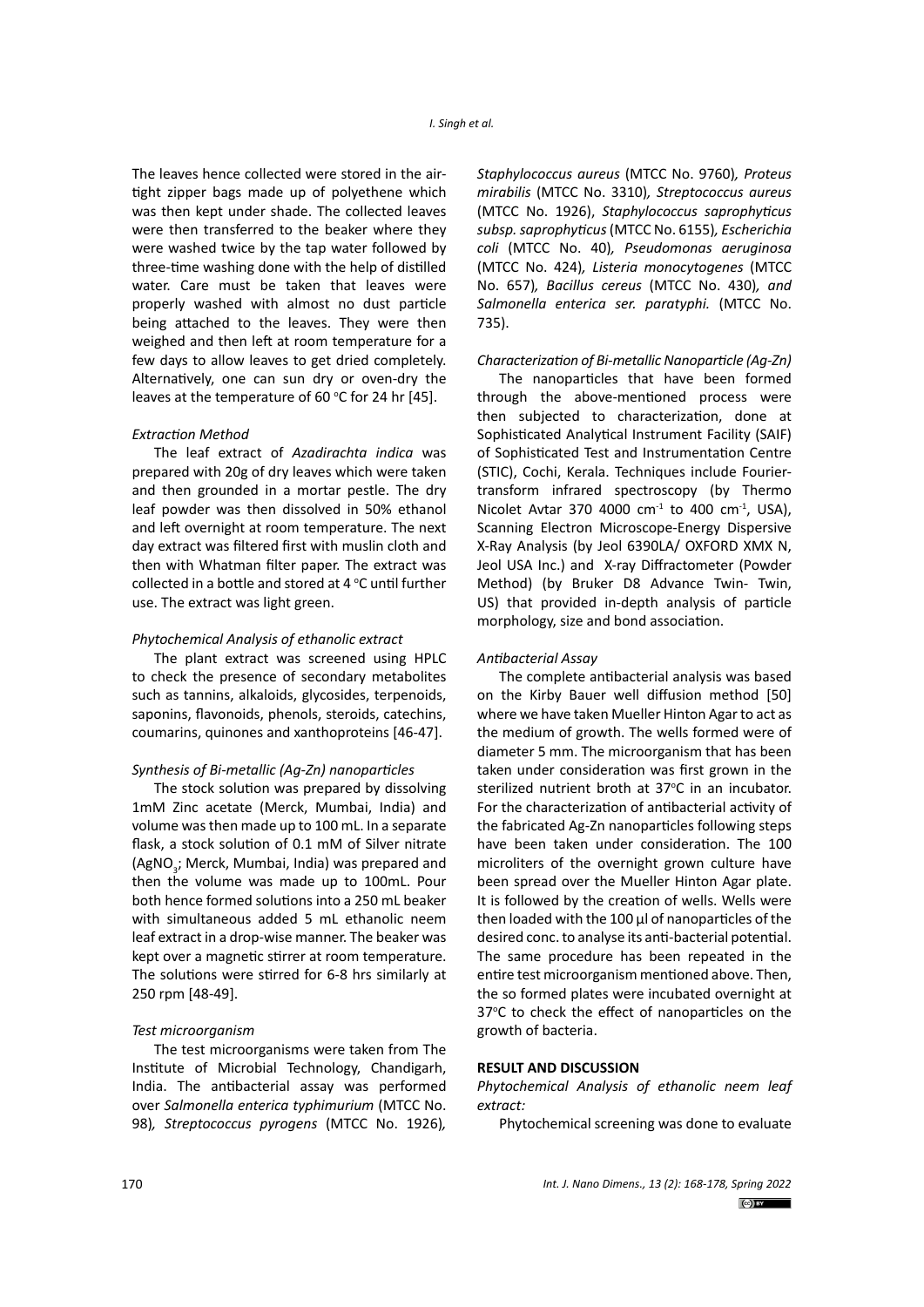The leaves hence collected were stored in the air-tight zipper bags made up of polyethene which was then kept under shade. The collected leaves were then transferred to the beaker where they were washed twice by the tap water followed by three-time washing done with the help of distilled water. Care must be taken that leaves were properly washed with almost no dust particle being attached to the leaves. They were then weighed and then left at room temperature for a few days to allow leaves to get dried completely. Alternatively, one can sun dry or oven-dry the leaves at the temperature of 60 °C for 24 hr [45].

*Extraction Method*

The leaf extract of *Azadirachta indica* was prepared with 20g of dry leaves which were taken and then grounded in a mortar pestle. The dry leaf powder was then dissolved in 50% ethanol and left overnight at room temperature. The next day extract was filtered first with muslin cloth and then with Whatman filter paper. The extract was collected in a bottle and stored at 4 °C until further use. The extract was light green.

*Phytochemical Analysis of ethanolic extract*

The plant extract was screened using HPLC to check the presence of secondary metabolites such as tannins, alkaloids, glycosides, terpenoids, saponins, flavonoids, phenols, steroids, catechins, coumarins, quinones and xanthoproteins [46-47].

*Synthesis of Bi-metallic (Ag-Zn) nanoparticles*

The stock solution was prepared by dissolving 1mM Zinc acetate (Merck, Mumbai, India) and volume was then made up to 100 mL. In a separate flask, a stock solution of 0.1 mM of Silver nitrate ($AgNO_3$; Merck, Mumbai, India) was prepared and then the volume was made up to 100mL. Pour both hence formed solutions into a 250 mL beaker with simultaneous added 5 mL ethanolic neem leaf extract in a drop-wise manner. The beaker was kept over a magnetic stirrer at room temperature. The solutions were stirred for 6-8 hrs similarly at 250 rpm [48-49].

*Test microorganism*

The test microorganisms were taken from The Institute of Microbial Technology, Chandigarh, India. The antibacterial assay was performed over *Salmonella enterica typhimurium* (MTCC No. 98)*, Streptococcus pyrogens* (MTCC No. 1926)*, Staphylococcus aureus* (MTCC No. 9760)*, Proteus mirabilis* (MTCC No. 3310)*, Streptococcus aureus* (MTCC No. 1926), *Staphylococcus saprophyticus subsp. saprophyticus* (MTCC No. 6155)*, Escherichia coli* (MTCC No. 40)*, Pseudomonas aeruginosa* (MTCC No. 424)*, Listeria monocytogenes* (MTCC No. 657)*, Bacillus cereus* (MTCC No. 430)*, and Salmonella enterica ser. paratyphi.* (MTCC No. 735).

*Characterization of Bi-metallic Nanoparticle (Ag-Zn)*

The nanoparticles that have been formed through the above-mentioned process were then subjected to characterization, done at Sophisticated Analytical Instrument Facility (SAIF) of Sophisticated Test and Instrumentation Centre (STIC), Cochi, Kerala. Techniques include Fourier-transform infrared spectroscopy (by Thermo Nicolet Avtar 370 4000 $cm^{-1}$ to 400 $cm^{-1}$, USA), Scanning Electron Microscope-Energy Dispersive X-Ray Analysis (by Jeol 6390LA/ OXFORD XMX N, Jeol USA Inc.) and X-ray Diffractometer (Powder Method) (by Bruker D8 Advance Twin- Twin, US) that provided in-depth analysis of particle morphology, size and bond association.

*Antibacterial Assay*

The complete antibacterial analysis was based on the Kirby Bauer well diffusion method [50] where we have taken Mueller Hinton Agar to act as the medium of growth. The wells formed were of diameter 5 mm. The microorganism that has been taken under consideration was first grown in the sterilized nutrient broth at 37°C in an incubator. For the characterization of antibacterial activity of the fabricated Ag-Zn nanoparticles following steps have been taken under consideration. The 100 microliters of the overnight grown culture have been spread over the Mueller Hinton Agar plate. It is followed by the creation of wells. Wells were then loaded with the 100 µl of nanoparticles of the desired conc. to analyse its anti-bacterial potential. The same procedure has been repeated in the entire test microorganism mentioned above. Then, the so formed plates were incubated overnight at 37°C to check the effect of nanoparticles on the growth of bacteria.

## RESULT AND DISCUSSION

*Phytochemical Analysis of ethanolic neem leaf extract:*

Phytochemical screening was done to evaluate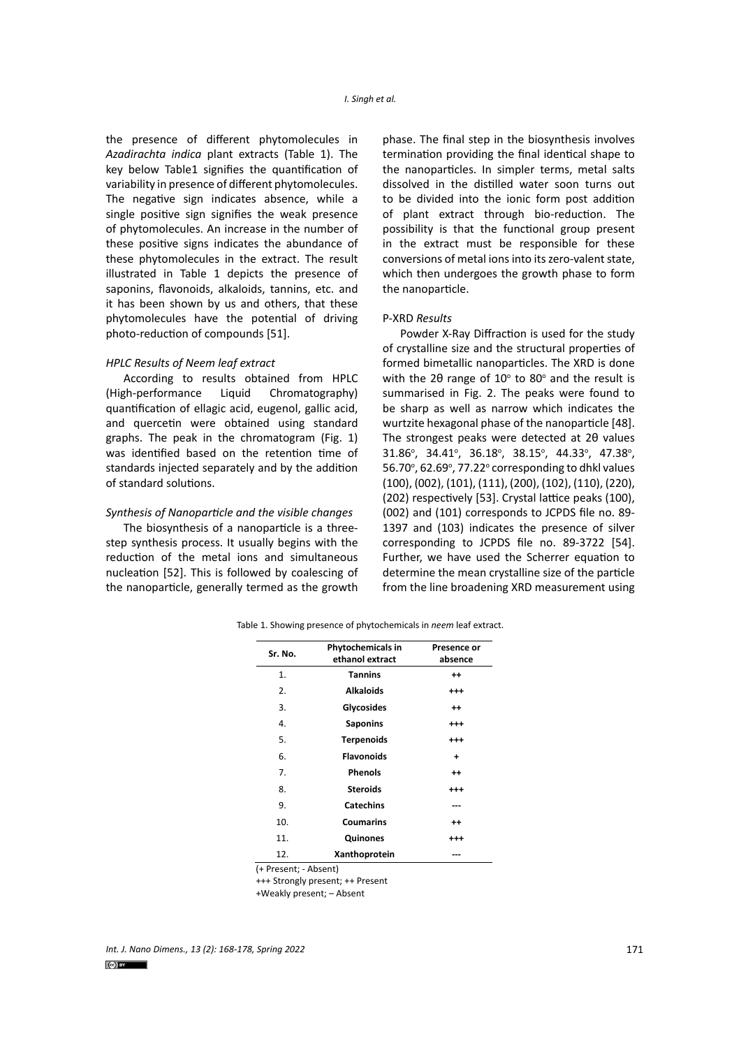the presence of different phytomolecules in *Azadirachta indica* plant extracts (Table 1). The key below Table1 signifies the quantification of variability in presence of different phytomolecules. The negative sign indicates absence, while a single positive sign signifies the weak presence of phytomolecules. An increase in the number of these positive signs indicates the abundance of these phytomolecules in the extract. The result illustrated in Table 1 depicts the presence of saponins, flavonoids, alkaloids, tannins, etc. and it has been shown by us and others, that these phytomolecules have the potential of driving photo-reduction of compounds [51].

### *HPLC Results of Neem leaf extract*

According to results obtained from HPLC (High-performance Liquid Chromatography) quantification of ellagic acid, eugenol, gallic acid, and quercetin were obtained using standard graphs. The peak in the chromatogram (Fig. 1) was identified based on the retention time of standards injected separately and by the addition of standard solutions.

### *Synthesis of Nanoparticle and the visible changes*

The biosynthesis of a nanoparticle is a three-step synthesis process. It usually begins with the reduction of the metal ions and simultaneous nucleation [52]. This is followed by coalescing of the nanoparticle, generally termed as the growth phase. The final step in the biosynthesis involves termination providing the final identical shape to the nanoparticles. In simpler terms, metal salts dissolved in the distilled water soon turns out to be divided into the ionic form post addition of plant extract through bio-reduction. The possibility is that the functional group present in the extract must be responsible for these conversions of metal ions into its zero-valent state, which then undergoes the growth phase to form the nanoparticle.

### P-XRD *Results*

Powder X-Ray Diffraction is used for the study of crystalline size and the structural properties of formed bimetallic nanoparticles. The XRD is done with the 2θ range of 10° to 80° and the result is summarised in Fig. 2. The peaks were found to be sharp as well as narrow which indicates the wurtzite hexagonal phase of the nanoparticle [48]. The strongest peaks were detected at 2θ values 31.86°, 34.41°, 36.18°, 38.15°, 44.33°, 47.38°, 56.70°, 62.69°, 77.22° corresponding to dhkl values (100), (002), (101), (111), (200), (102), (110), (220), (202) respectively [53]. Crystal lattice peaks (100), (002) and (101) corresponds to JCPDS file no. 89-1397 and (103) indicates the presence of silver corresponding to JCPDS file no. 89-3722 [54]. Further, we have used the Scherrer equation to determine the mean crystalline size of the particle from the line broadening XRD measurement using

Table 1. Showing presence of phytochemicals in *neem* leaf extract.

| Sr. No. | Phytochemicals in ethanol extract | Presence or absence |
|---|---|---|
| 1. | **Tannins** | ++ |
| 2. | **Alkaloids** | +++ |
| 3. | **Glycosides** | ++ |
| 4. | **Saponins** | +++ |
| 5. | **Terpenoids** | +++ |
| 6. | **Flavonoids** | + |
| 7. | **Phenols** | ++ |
| 8. | **Steroids** | +++ |
| 9. | **Catechins** | --- |
| 10. | **Coumarins** | ++ |
| 11. | **Quinones** | +++ |
| 12. | **Xanthoprotein** | --- |

(+ Present; - Absent)

+++ Strongly present; ++ Present

+Weakly present; – Absent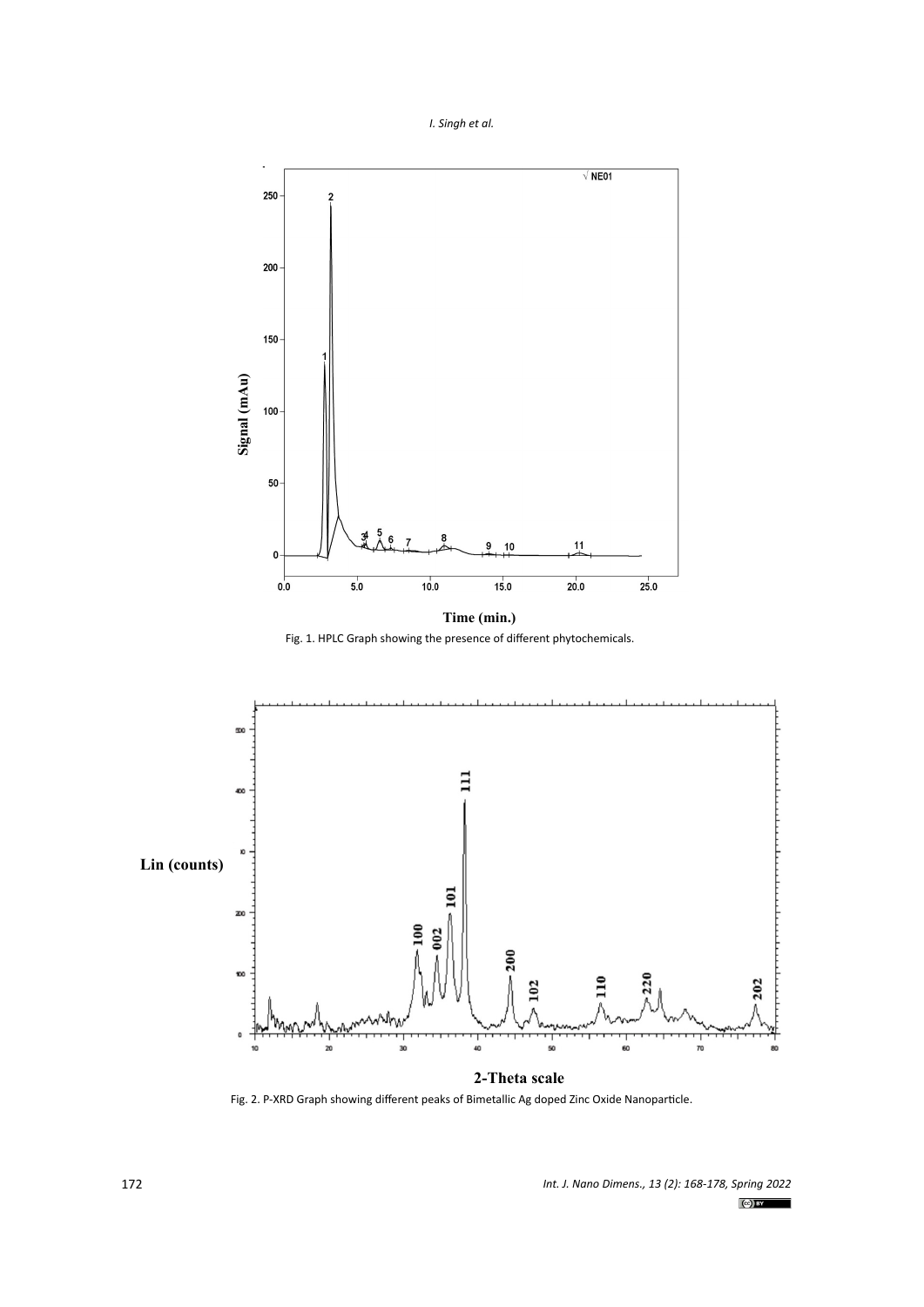Fig. 1. HPLC Graph showing the presence of different phytochemicals.

Fig. 2. P-XRD Graph showing different peaks of Bimetallic Ag doped Zinc Oxide Nanoparticle.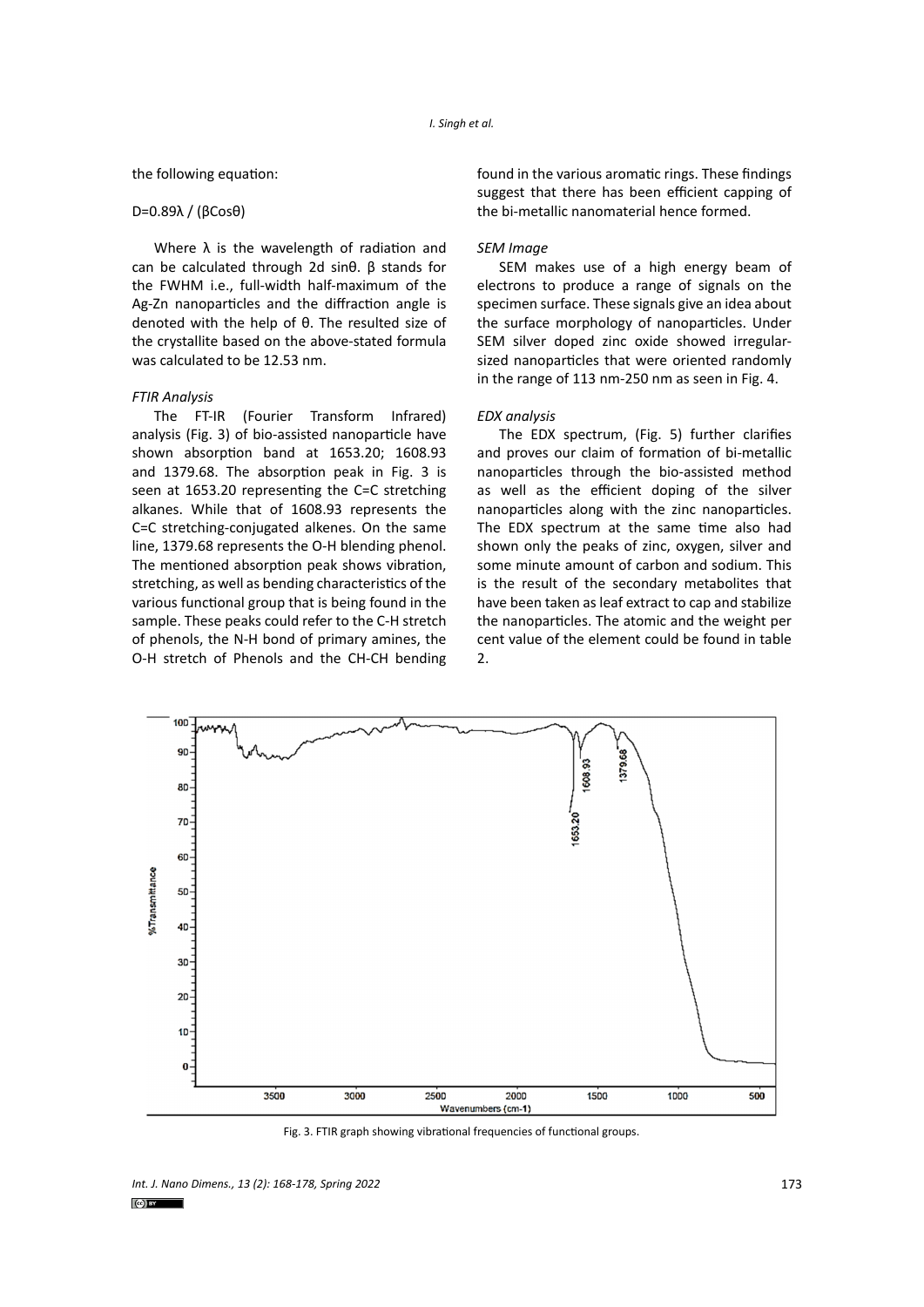the following equation:

$D=0.89\lambda / (\beta Cos\theta)$

Where $\lambda$ is the wavelength of radiation and can be calculated through $2d \sin\theta$. $\beta$ stands for the FWHM i.e., full-width half-maximum of the Ag-Zn nanoparticles and the diffraction angle is denoted with the help of $\theta$. The resulted size of the crystallite based on the above-stated formula was calculated to be 12.53 nm.

*FTIR Analysis*

The FT-IR (Fourier Transform Infrared) analysis (Fig. 3) of bio-assisted nanoparticle have shown absorption band at 1653.20; 1608.93 and 1379.68. The absorption peak in Fig. 3 is seen at 1653.20 representing the C=C stretching alkanes. While that of 1608.93 represents the C=C stretching-conjugated alkenes. On the same line, 1379.68 represents the O-H blending phenol. The mentioned absorption peak shows vibration, stretching, as well as bending characteristics of the various functional group that is being found in the sample. These peaks could refer to the C-H stretch of phenols, the N-H bond of primary amines, the O-H stretch of Phenols and the CH-CH bending found in the various aromatic rings. These findings suggest that there has been efficient capping of the bi-metallic nanomaterial hence formed.

*SEM Image*

SEM makes use of a high energy beam of electrons to produce a range of signals on the specimen surface. These signals give an idea about the surface morphology of nanoparticles. Under SEM silver doped zinc oxide showed irregular-sized nanoparticles that were oriented randomly in the range of 113 nm-250 nm as seen in Fig. 4.

*EDX analysis*

The EDX spectrum, (Fig. 5) further clarifies and proves our claim of formation of bi-metallic nanoparticles through the bio-assisted method as well as the efficient doping of the silver nanoparticles along with the zinc nanoparticles. The EDX spectrum at the same time also had shown only the peaks of zinc, oxygen, silver and some minute amount of carbon and sodium. This is the result of the secondary metabolites that have been taken as leaf extract to cap and stabilize the nanoparticles. The atomic and the weight per cent value of the element could be found in table 2.

Fig. 3. FTIR graph showing vibrational frequencies of functional groups.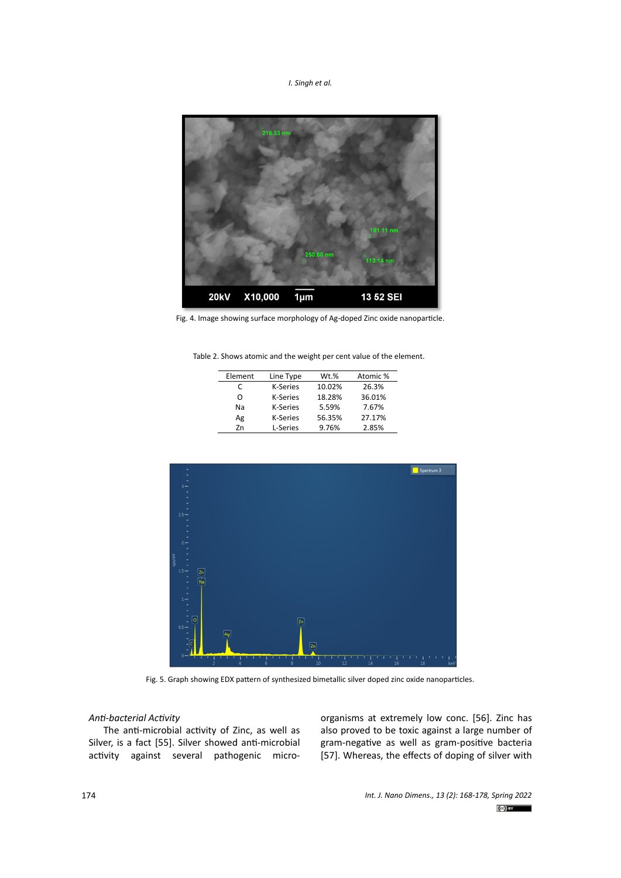Fig. 4. Image showing surface morphology of Ag-doped Zinc oxide nanoparticle.

Table 2. Shows atomic and the weight per cent value of the element.

| Element | Line Type | Wt.% | Atomic % |
|---|---|---|---|
| C | K-Series | 10.02% | 26.3% |
| O | K-Series | 18.28% | 36.01% |
| Na | K-Series | 5.59% | 7.67% |
| Ag | K-Series | 56.35% | 27.17% |
| Zn | L-Series | 9.76% | 2.85% |

Fig. 5. Graph showing EDX pattern of synthesized bimetallic silver doped zinc oxide nanoparticles.

*Anti-bacterial Activity*

The anti-microbial activity of Zinc, as well as Silver, is a fact [55]. Silver showed anti-microbial activity against several pathogenic micro-organisms at extremely low conc. [56]. Zinc has also proved to be toxic against a large number of gram-negative as well as gram-positive bacteria [57]. Whereas, the effects of doping of silver with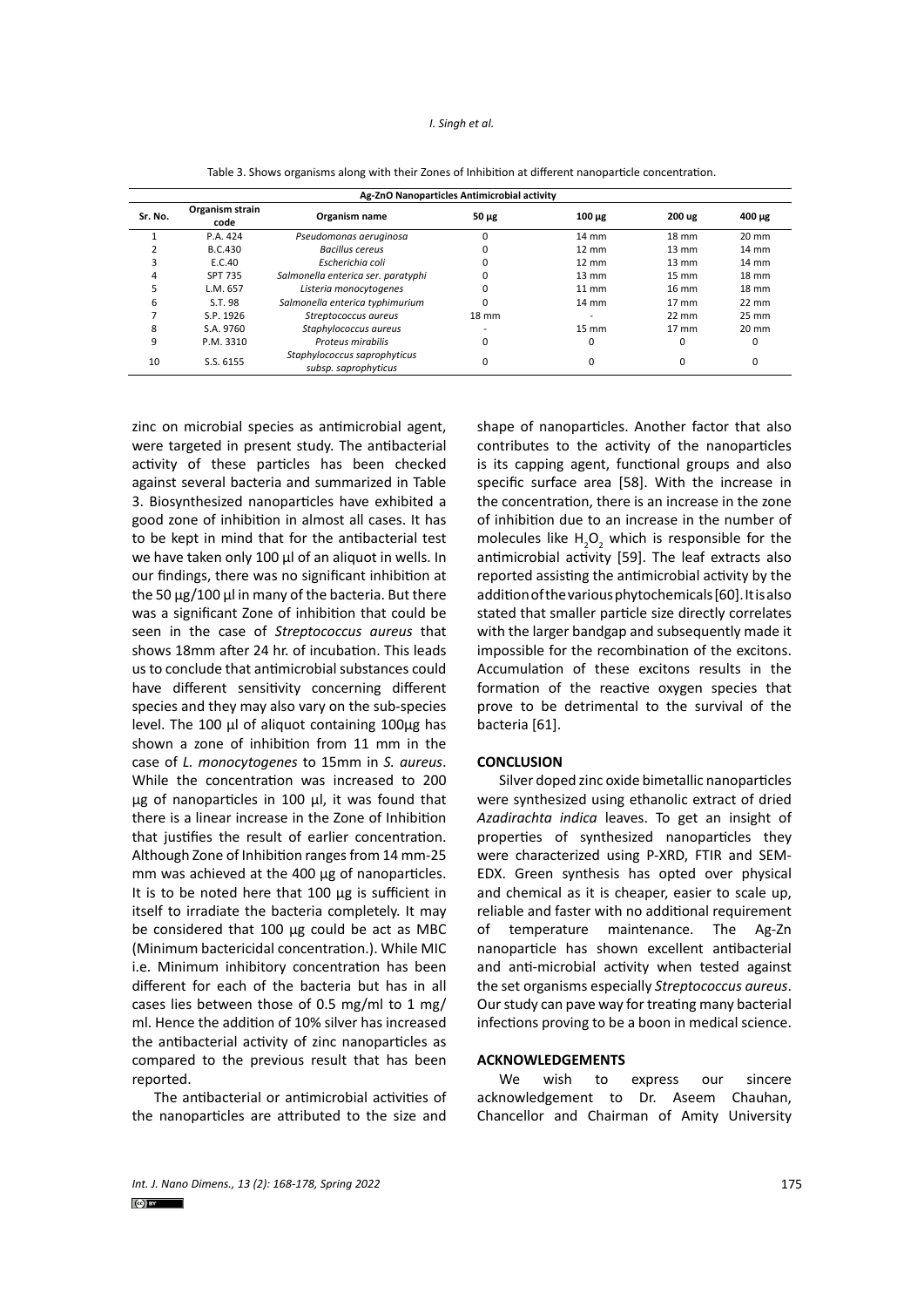Table 3. Shows organisms along with their Zones of Inhibition at different nanoparticle concentration.

| Ag-ZnO Nanoparticles Antimicrobial activity | | | | | | |
|---|---|---|---|---|---|---|
| Sr. No. | Organism strain code | Organism name | 50 µg | 100 µg | 200 ug | 400 µg |
| 1 | P.A. 424 | *Pseudomonas aeruginosa* | 0 | 14 mm | 18 mm | 20 mm |
| 2 | B.C.430 | *Bacillus cereus* | 0 | 12 mm | 13 mm | 14 mm |
| 3 | E.C.40 | *Escherichia coli* | 0 | 12 mm | 13 mm | 14 mm |
| 4 | SPT 735 | *Salmonella enterica ser. paratyphi* | 0 | 13 mm | 15 mm | 18 mm |
| 5 | L.M. 657 | *Listeria monocytogenes* | 0 | 11 mm | 16 mm | 18 mm |
| 6 | S.T. 98 | *Salmonella enterica typhimurium* | 0 | 14 mm | 17 mm | 22 mm |
| 7 | S.P. 1926 | *Streptococcus aureus* | 18 mm | - | 22 mm | 25 mm |
| 8 | S.A. 9760 | *Staphylococcus aureus* | - | 15 mm | 17 mm | 20 mm |
| 9 | P.M. 3310 | *Proteus mirabilis* | 0 | 0 | 0 | 0 |
| 10 | S.S. 6155 | *Staphylococcus saprophyticus subsp. saprophyticus* | 0 | 0 | 0 | 0 |

zinc on microbial species as antimicrobial agent, were targeted in present study. The antibacterial activity of these particles has been checked against several bacteria and summarized in Table 3. Biosynthesized nanoparticles have exhibited a good zone of inhibition in almost all cases. It has to be kept in mind that for the antibacterial test we have taken only 100 µl of an aliquot in wells. In our findings, there was no significant inhibition at the 50 µg/100 µl in many of the bacteria. But there was a significant Zone of inhibition that could be seen in the case of *Streptococcus aureus* that shows 18mm after 24 hr. of incubation. This leads us to conclude that antimicrobial substances could have different sensitivity concerning different species and they may also vary on the sub-species level. The 100 µl of aliquot containing 100µg has shown a zone of inhibition from 11 mm in the case of *L. monocytogenes* to 15mm in *S. aureus*. While the concentration was increased to 200 µg of nanoparticles in 100 µl, it was found that there is a linear increase in the Zone of Inhibition that justifies the result of earlier concentration. Although Zone of Inhibition ranges from 14 mm-25 mm was achieved at the 400 µg of nanoparticles. It is to be noted here that 100 µg is sufficient in itself to irradiate the bacteria completely. It may be considered that 100 µg could be act as MBC (Minimum bactericidal concentration.). While MIC i.e. Minimum inhibitory concentration has been different for each of the bacteria but has in all cases lies between those of 0.5 mg/ml to 1 mg/ml. Hence the addition of 10% silver has increased the antibacterial activity of zinc nanoparticles as compared to the previous result that has been reported.

The antibacterial or antimicrobial activities of the nanoparticles are attributed to the size and shape of nanoparticles. Another factor that also contributes to the activity of the nanoparticles is its capping agent, functional groups and also specific surface area [58]. With the increase in the concentration, there is an increase in the zone of inhibition due to an increase in the number of molecules like $H_2O_2$ which is responsible for the antimicrobial activity [59]. The leaf extracts also reported assisting the antimicrobial activity by the addition of the various phytochemicals [60]. It is also stated that smaller particle size directly correlates with the larger bandgap and subsequently made it impossible for the recombination of the excitons. Accumulation of these excitons results in the formation of the reactive oxygen species that prove to be detrimental to the survival of the bacteria [61].

## CONCLUSION

Silver doped zinc oxide bimetallic nanoparticles were synthesized using ethanolic extract of dried *Azadirachta indica* leaves. To get an insight of properties of synthesized nanoparticles they were characterized using P-XRD, FTIR and SEM-EDX. Green synthesis has opted over physical and chemical as it is cheaper, easier to scale up, reliable and faster with no additional requirement of temperature maintenance. The Ag-Zn nanoparticle has shown excellent antibacterial and anti-microbial activity when tested against the set organisms especially *Streptococcus aureus*. Our study can pave way for treating many bacterial infections proving to be a boon in medical science.

## ACKNOWLEDGEMENTS

We wish to express our sincere acknowledgement to Dr. Aseem Chauhan, Chancellor and Chairman of Amity University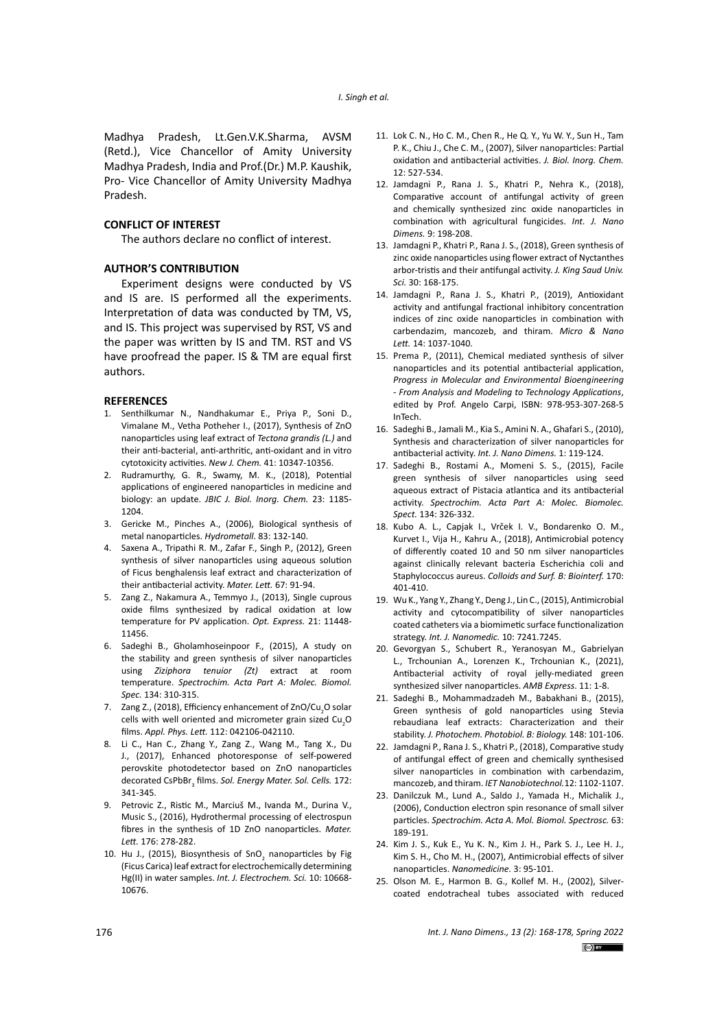Madhya Pradesh, Lt.Gen.V.K.Sharma, AVSM (Retd.), Vice Chancellor of Amity University Madhya Pradesh, India and Prof.(Dr.) M.P. Kaushik, Pro- Vice Chancellor of Amity University Madhya Pradesh.

## CONFLICT OF INTEREST

The authors declare no conflict of interest.

## AUTHOR'S CONTRIBUTION

Experiment designs were conducted by VS and IS are. IS performed all the experiments. Interpretation of data was conducted by TM, VS, and IS. This project was supervised by RST, VS and the paper was written by IS and TM. RST and VS have proofread the paper. IS & TM are equal first authors.

## REFERENCES

1. Senthilkumar N., Nandhakumar E., Priya P., Soni D., Vimalane M., Vetha Potheher I., (2017), Synthesis of ZnO nanoparticles using leaf extract of *Tectona grandis (L.)* and their anti-bacterial, anti-arthritic, anti-oxidant and in vitro cytotoxicity activities. *New J. Chem.* 41: 10347-10356.
2. Rudramurthy, G. R., Swamy, M. K., (2018), Potential applications of engineered nanoparticles in medicine and biology: an update. *JBIC J. Biol. Inorg. Chem.* 23: 1185-1204.
3. Gericke M., Pinches A., (2006), Biological synthesis of metal nanoparticles. *Hydrometall*. 83: 132-140.
4. Saxena A., Tripathi R. M., Zafar F., Singh P., (2012), Green synthesis of silver nanoparticles using aqueous solution of Ficus benghalensis leaf extract and characterization of their antibacterial activity. *Mater. Lett.* 67: 91-94.
5. Zang Z., Nakamura A., Temmyo J., (2013), Single cuprous oxide films synthesized by radical oxidation at low temperature for PV application. *Opt. Express.* 21: 11448-11456.
6. Sadeghi B., Gholamhoseinpoor F., (2015), A study on the stability and green synthesis of silver nanoparticles using *Ziziphora tenuior (Zt)* extract at room temperature. *Spectrochim. Acta Part A: Molec. Biomol. Spec.* 134: 310-315.
7. Zang Z., (2018), Efficiency enhancement of $ZnO/Cu_2O$ solar cells with well oriented and micrometer grain sized $Cu_2O$ films. *Appl. Phys. Lett.* 112: 042106-042110.
8. Li C., Han C., Zhang Y., Zang Z., Wang M., Tang X., Du J., (2017), Enhanced photoresponse of self-powered perovskite photodetector based on ZnO nanoparticles decorated $CsPbBr_3$ films. *Sol. Energy Mater. Sol. Cells.* 172: 341-345.
9. Petrovic Z., Ristic M., Marciuš M., Ivanda M., Durina V., Music S., (2016), Hydrothermal processing of self-powered fibres in the synthesis of 1D ZnO nanoparticles. *Mater. Lett.* 176: 278-282.
10. Hu J., (2015), Biosynthesis of $SnO_2$ nanoparticles by Fig (Ficus Carica) leaf extract for electrochemically determining Hg(II) in water samples. *Int. J. Electrochem. Sci.* 10: 10668-10676.
11. Lok C. N., Ho C. M., Chen R., He Q. Y., Yu W. Y., Sun H., Tam P. K., Chiu J., Che C. M., (2007), Silver nanoparticles: Partial oxidation and antibacterial activities. *J. Biol. Inorg. Chem.* 12: 527-534.
12. Jamdagni P., Rana J. S., Khatri P., Nehra K., (2018), Comparative account of antifungal activity of green and chemically synthesized zinc oxide nanoparticles in combination with agricultural fungicides. *Int. J. Nano Dimens.* 9: 198-208.
13. Jamdagni P., Khatri P., Rana J. S., (2018), Green synthesis of zinc oxide nanoparticles using flower extract of Nyctanthes arbor-tristis and their antifungal activity. *J. King Saud Univ. Sci.* 30: 168-175.
14. Jamdagni P., Rana J. S., Khatri P., (2019), Antioxidant activity and antifungal fractional inhibitory concentration indices of zinc oxide nanoparticles in combination with carbendazim, mancozeb, and thiram. *Micro & Nano Lett.* 14: 1037-1040.
15. Prema P., (2011), Chemical mediated synthesis of silver nanoparticles and its potential antibacterial application, *Progress in Molecular and Environmental Bioengineering - From Analysis and Modeling to Technology Applications*, edited by Prof. Angelo Carpi, ISBN: 978-953-307-268-5 InTech.
16. Sadeghi B., Jamali M., Kia S., Amini N. A., Ghafari S., (2010), Synthesis and characterization of silver nanoparticles for antibacterial activity. *Int. J. Nano Dimens.* 1: 119-124.
17. Sadeghi B., Rostami A., Momeni S. S., (2015), Facile green synthesis of silver nanoparticles using seed aqueous extract of Pistacia atlantica and its antibacterial activity. *Spectrochim. Acta Part A: Molec. Biomolec. Spect.* 134: 326-332.
18. Kubo A. L., Capjak I., Vrček I. V., Bondarenko O. M., Kurvet I., Vija H., Kahru A., (2018), Antimicrobial potency of differently coated 10 and 50 nm silver nanoparticles against clinically relevant bacteria Escherichia coli and Staphylococcus aureus. *Colloids and Surf. B: Biointerf.* 170: 401-410.
19. Wu K., Yang Y., Zhang Y., Deng J., Lin C., (2015), Antimicrobial activity and cytocompatibility of silver nanoparticles coated catheters via a biomimetic surface functionalization strategy. *Int. J. Nanomedic.* 10: 7241.7245.
20. Gevorgyan S., Schubert R., Yeranosyan M., Gabrielyan L., Trchounian A., Lorenzen K., Trchounian K., (2021), Antibacterial activity of royal jelly-mediated green synthesized silver nanoparticles. *AMB Express*. 11: 1-8.
21. Sadeghi B., Mohammadzadeh M., Babakhani B., (2015), Green synthesis of gold nanoparticles using Stevia rebaudiana leaf extracts: Characterization and their stability. *J. Photochem. Photobiol. B: Biology.* 148: 101-106.
22. Jamdagni P., Rana J. S., Khatri P., (2018), Comparative study of antifungal effect of green and chemically synthesised silver nanoparticles in combination with carbendazim, mancozeb, and thiram. *IET Nanobiotechnol.*12: 1102-1107.
23. Danilczuk M., Lund A., Saldo J., Yamada H., Michalik J., (2006), Conduction electron spin resonance of small silver particles. *Spectrochim. Acta A. Mol. Biomol. Spectrosc.* 63: 189-191.
24. Kim J. S., Kuk E., Yu K. N., Kim J. H., Park S. J., Lee H. J., Kim S. H., Cho M. H., (2007), Antimicrobial effects of silver nanoparticles. *Nanomedicine.* 3: 95-101.
25. Olson M. E., Harmon B. G., Kollef M. H., (2002), Silver-coated endotracheal tubes associated with reduced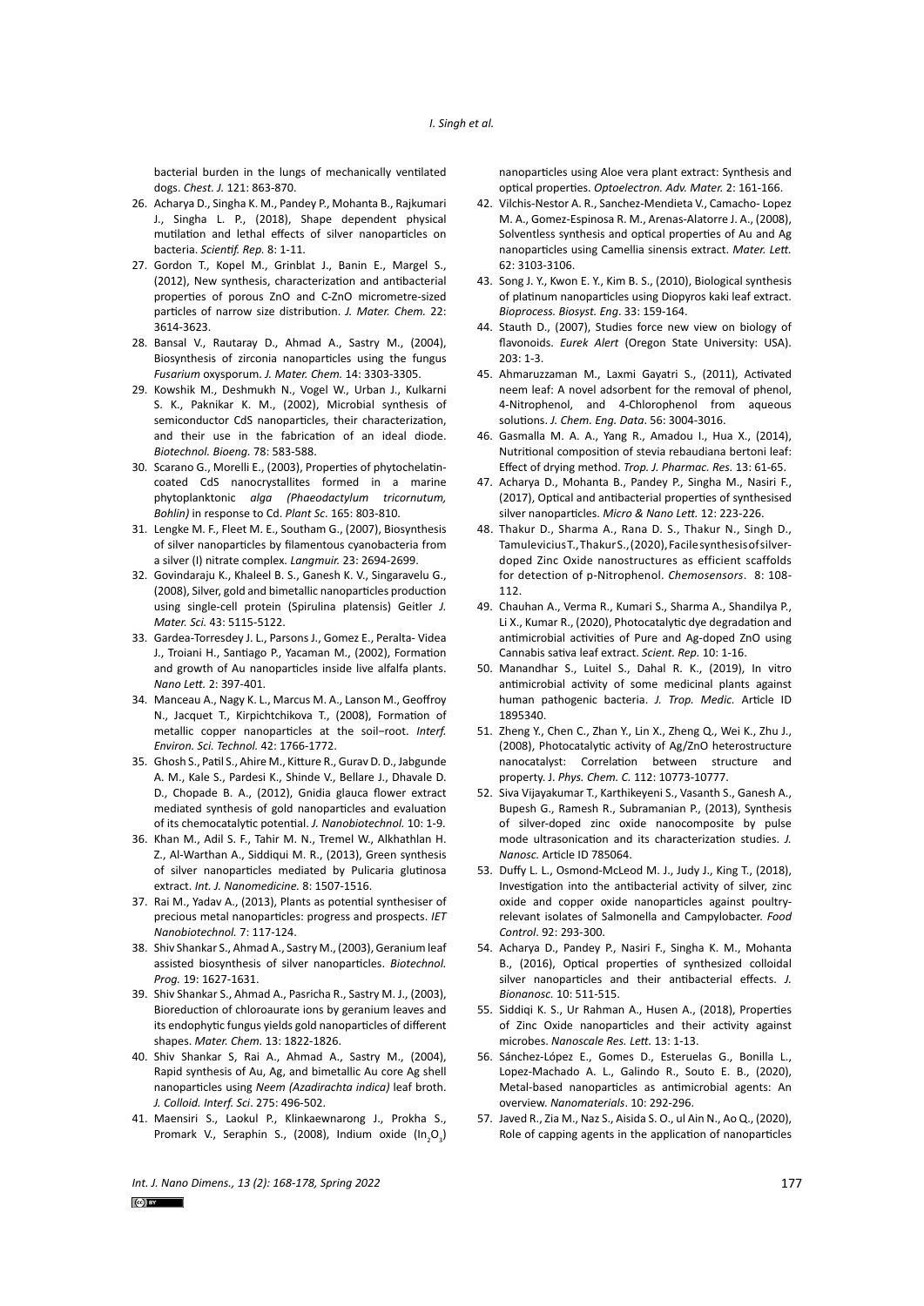bacterial burden in the lungs of mechanically ventilated dogs. *Chest. J.* 121: 863-870.

26. Acharya D., Singha K. M., Pandey P., Mohanta B., Rajkumari J., Singha L. P., (2018), Shape dependent physical mutilation and lethal effects of silver nanoparticles on bacteria. *Scientif. Rep.* 8: 1-11.
27. Gordon T., Kopel M., Grinblat J., Banin E., Margel S., (2012), New synthesis, characterization and antibacterial properties of porous ZnO and C-ZnO micrometre-sized particles of narrow size distribution. *J. Mater. Chem.* 22: 3614-3623.
28. Bansal V., Rautaray D., Ahmad A., Sastry M., (2004), Biosynthesis of zirconia nanoparticles using the fungus *Fusarium* oxysporum. *J. Mater. Chem.* 14: 3303-3305.
29. Kowshik M., Deshmukh N., Vogel W., Urban J., Kulkarni S. K., Paknikar K. M., (2002), Microbial synthesis of semiconductor CdS nanoparticles, their characterization, and their use in the fabrication of an ideal diode. *Biotechnol. Bioeng.* 78: 583-588.
30. Scarano G., Morelli E., (2003), Properties of phytochelatin-coated CdS nanocrystallites formed in a marine phytoplanktonic *alga (Phaeodactylum tricornutum, Bohlin)* in response to Cd. *Plant Sc*. 165: 803-810.
31. Lengke M. F., Fleet M. E., Southam G., (2007), Biosynthesis of silver nanoparticles by filamentous cyanobacteria from a silver (I) nitrate complex. *Langmuir.* 23: 2694-2699.
32. Govindaraju K., Khaleel B. S., Ganesh K. V., Singaravelu G., (2008), Silver, gold and bimetallic nanoparticles production using single-cell protein (Spirulina platensis) Geitler *J. Mater. Sci.* 43: 5115-5122.
33. Gardea-Torresdey J. L., Parsons J., Gomez E., Peralta- Videa J., Troiani H., Santiago P., Yacaman M., (2002), Formation and growth of Au nanoparticles inside live alfalfa plants. *Nano Lett.* 2: 397-401.
34. Manceau A., Nagy K. L., Marcus M. A., Lanson M., Geoffroy N., Jacquet T., Kirpichtchikova T., (2008), Formation of metallic copper nanoparticles at the soil−root. *Interf. Environ. Sci. Technol.* 42: 1766-1772.
35. Ghosh S., Patil S., Ahire M., Kitture R., Gurav D. D., Jabgunde A. M., Kale S., Pardesi K., Shinde V., Bellare J., Dhavale D. D., Chopade B. A., (2012), Gnidia glauca flower extract mediated synthesis of gold nanoparticles and evaluation of its chemocatalytic potential. *J. Nanobiotechnol.* 10: 1-9.
36. Khan M., Adil S. F., Tahir M. N., Tremel W., Alkhathlan H. Z., Al-Warthan A., Siddiqui M. R., (2013), Green synthesis of silver nanoparticles mediated by Pulicaria glutinosa extract. *Int. J. Nanomedicine.* 8: 1507-1516.
37. Rai M., Yadav A., (2013), Plants as potential synthesiser of precious metal nanoparticles: progress and prospects. *IET Nanobiotechnol.* 7: 117-124.
38. Shiv Shankar S., Ahmad A., Sastry M., (2003), Geranium leaf assisted biosynthesis of silver nanoparticles. *Biotechnol. Prog.* 19: 1627-1631.
39. Shiv Shankar S., Ahmad A., Pasricha R., Sastry M. J., (2003), Bioreduction of chloroaurate ions by geranium leaves and its endophytic fungus yields gold nanoparticles of different shapes. *Mater. Chem.* 13: 1822-1826.
40. Shiv Shankar S, Rai A., Ahmad A., Sastry M., (2004), Rapid synthesis of Au, Ag, and bimetallic Au core Ag shell nanoparticles using *Neem (Azadirachta indica)* leaf broth. *J. Colloid. Interf. Sci*. 275: 496-502.
41. Maensiri S., Laokul P., Klinkaewnarong J., Prokha S., Promark V., Seraphin S., (2008), Indium oxide ($In_2O_3$) nanoparticles using Aloe vera plant extract: Synthesis and optical properties. *Optoelectron. Adv. Mater.* 2: 161-166.
42. Vilchis-Nestor A. R., Sanchez-Mendieta V., Camacho- Lopez M. A., Gomez-Espinosa R. M., Arenas-Alatorre J. A., (2008), Solventless synthesis and optical properties of Au and Ag nanoparticles using Camellia sinensis extract. *Mater. Lett.* 62: 3103-3106.
43. Song J. Y., Kwon E. Y., Kim B. S., (2010), Biological synthesis of platinum nanoparticles using Diopyros kaki leaf extract. *Bioprocess. Biosyst. Eng*. 33: 159-164.
44. Stauth D., (2007), Studies force new view on biology of flavonoids. *Eurek Alert* (Oregon State University: USA). 203: 1-3.
45. Ahmaruzzaman M., Laxmi Gayatri S., (2011), Activated neem leaf: A novel adsorbent for the removal of phenol, 4-Nitrophenol, and 4-Chlorophenol from aqueous solutions. *J. Chem. Eng. Data*. 56: 3004-3016.
46. Gasmalla M. A. A., Yang R., Amadou I., Hua X., (2014), Nutritional composition of stevia rebaudiana bertoni leaf: Effect of drying method. *Trop. J. Pharmac. Res.* 13: 61-65.
47. Acharya D., Mohanta B., Pandey P., Singha M., Nasiri F., (2017), Optical and antibacterial properties of synthesised silver nanoparticles. *Micro & Nano Lett.* 12: 223-226.
48. Thakur D., Sharma A., Rana D. S., Thakur N., Singh D., Tamulevicius T., Thakur S., (2020), Facile synthesis of silver-doped Zinc Oxide nanostructures as efficient scaffolds for detection of p-Nitrophenol. *Chemosensors*. 8: 108-112.
49. Chauhan A., Verma R., Kumari S., Sharma A., Shandilya P., Li X., Kumar R., (2020), Photocatalytic dye degradation and antimicrobial activities of Pure and Ag-doped ZnO using Cannabis sativa leaf extract. *Scient. Rep.* 10: 1-16.
50. Manandhar S., Luitel S., Dahal R. K., (2019), In vitro antimicrobial activity of some medicinal plants against human pathogenic bacteria. *J. Trop. Medic.* Article ID 1895340.
51. Zheng Y., Chen C., Zhan Y., Lin X., Zheng Q., Wei K., Zhu J., (2008), Photocatalytic activity of Ag/ZnO heterostructure nanocatalyst: Correlation between structure and property. J*. Phys. Chem. C.* 112: 10773-10777.
52. Siva Vijayakumar T., Karthikeyeni S., Vasanth S., Ganesh A., Bupesh G., Ramesh R., Subramanian P., (2013), Synthesis of silver-doped zinc oxide nanocomposite by pulse mode ultrasonication and its characterization studies. *J. Nanosc.* Article ID 785064.
53. Duffy L. L., Osmond-McLeod M. J., Judy J., King T., (2018), Investigation into the antibacterial activity of silver, zinc oxide and copper oxide nanoparticles against poultry-relevant isolates of Salmonella and Campylobacter. *Food Control*. 92: 293-300.
54. Acharya D., Pandey P., Nasiri F., Singha K. M., Mohanta B., (2016), Optical properties of synthesized colloidal silver nanoparticles and their antibacterial effects. *J. Bionanosc.* 10: 511-515.
55. Siddiqi K. S., Ur Rahman A., Husen A., (2018), Properties of Zinc Oxide nanoparticles and their activity against microbes. *Nanoscale Res. Lett.* 13: 1-13.
56. Sánchez-López E., Gomes D., Esteruelas G., Bonilla L., Lopez-Machado A. L., Galindo R., Souto E. B., (2020), Metal-based nanoparticles as antimicrobial agents: An overview. *Nanomaterials*. 10: 292-296.
57. Javed R., Zia M., Naz S., Aisida S. O., ul Ain N., Ao Q., (2020), Role of capping agents in the application of nanoparticles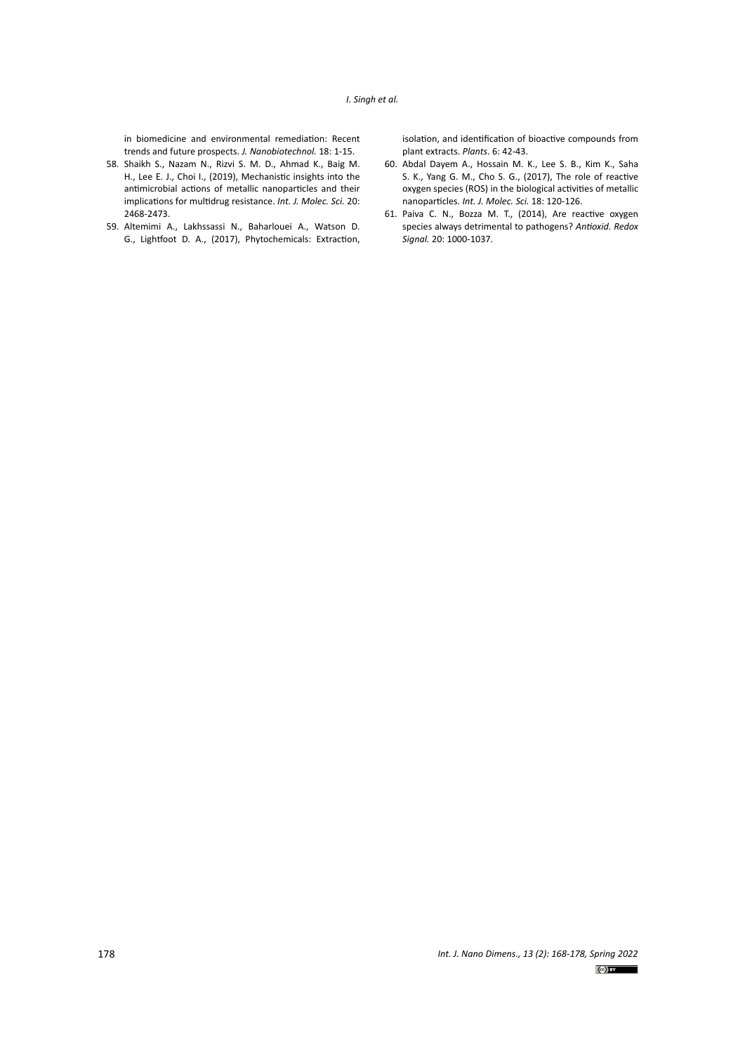in biomedicine and environmental remediation: Recent trends and future prospects. *J. Nanobiotechnol.* 18: 1-15.

58. Shaikh S., Nazam N., Rizvi S. M. D., Ahmad K., Baig M. H., Lee E. J., Choi I., (2019), Mechanistic insights into the antimicrobial actions of metallic nanoparticles and their implications for multidrug resistance. *Int. J. Molec. Sci.* 20: 2468-2473.
59. Altemimi A., Lakhssassi N., Baharlouei A., Watson D. G., Lightfoot D. A., (2017), Phytochemicals: Extraction, isolation, and identification of bioactive compounds from plant extracts. *Plants*. 6: 42-43.
60. Abdal Dayem A., Hossain M. K., Lee S. B., Kim K., Saha S. K., Yang G. M., Cho S. G., (2017), The role of reactive oxygen species (ROS) in the biological activities of metallic nanoparticles. *Int. J. Molec. Sci.* 18: 120-126.
61. Paiva C. N., Bozza M. T., (2014), Are reactive oxygen species always detrimental to pathogens? *Antioxid. Redox Signal.* 20: 1000-1037.